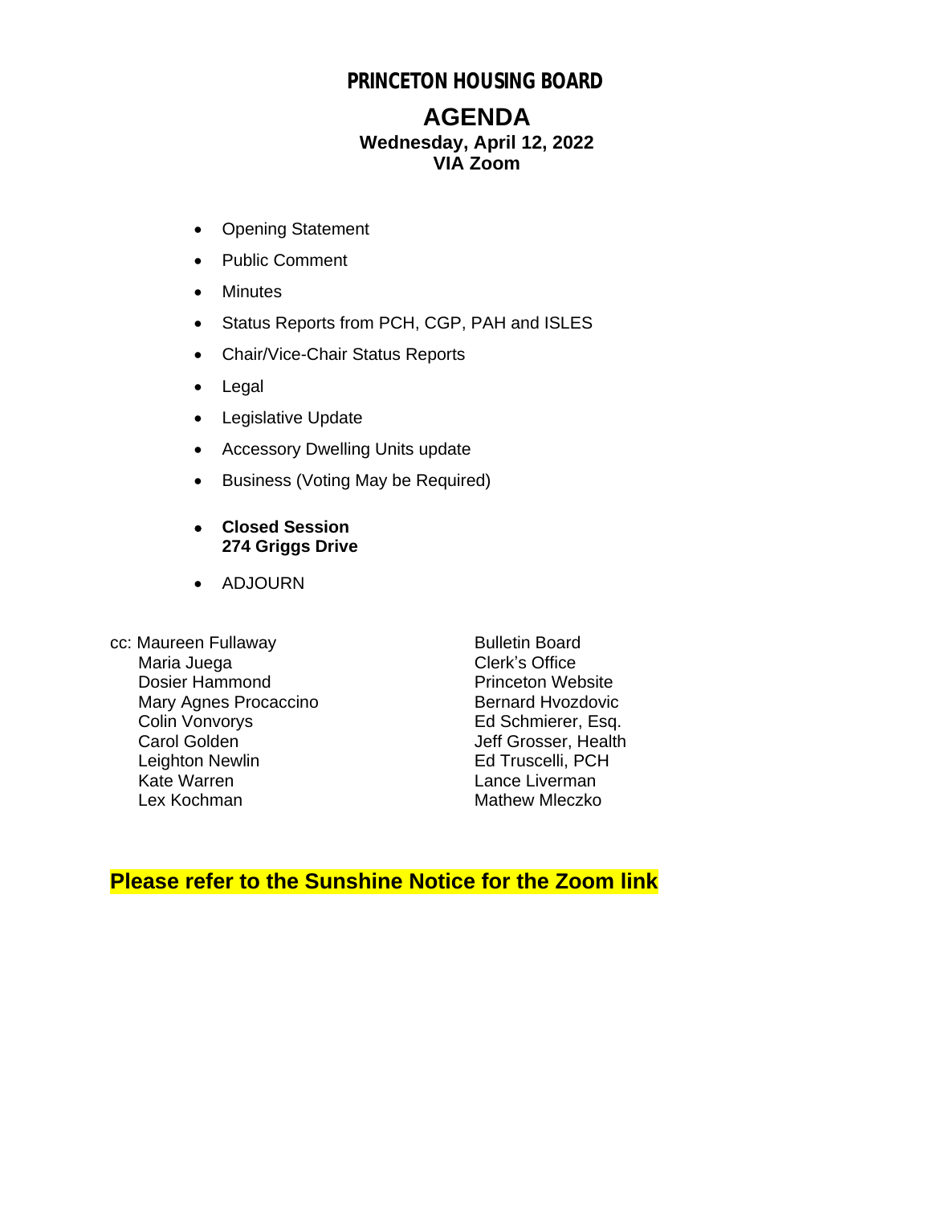# PRINCETON HOUSING BOARD

## AGENDA

**Wednesday, April 12, 2022**
**VIA Zoom**

- Opening Statement
- Public Comment
- Minutes
- Status Reports from PCH, CGP, PAH and ISLES
- Chair/Vice-Chair Status Reports
- Legal
- Legislative Update
- Accessory Dwelling Units update
- Business (Voting May be Required)
- **Closed Session**
  **274 Griggs Drive**
- ADJOURN

cc: Maureen Fullaway
Maria Juega
Dosier Hammond
Mary Agnes Procaccino
Colin Vonvorys
Carol Golden
Leighton Newlin
Kate Warren
Lex Kochman
Bulletin Board
Clerk's Office
Princeton Website
Bernard Hvozdovic
Ed Schmierer, Esq.
Jeff Grosser, Health
Ed Truscelli, PCH
Lance Liverman
Mathew Mleczko

**Please refer to the Sunshine Notice for the Zoom link**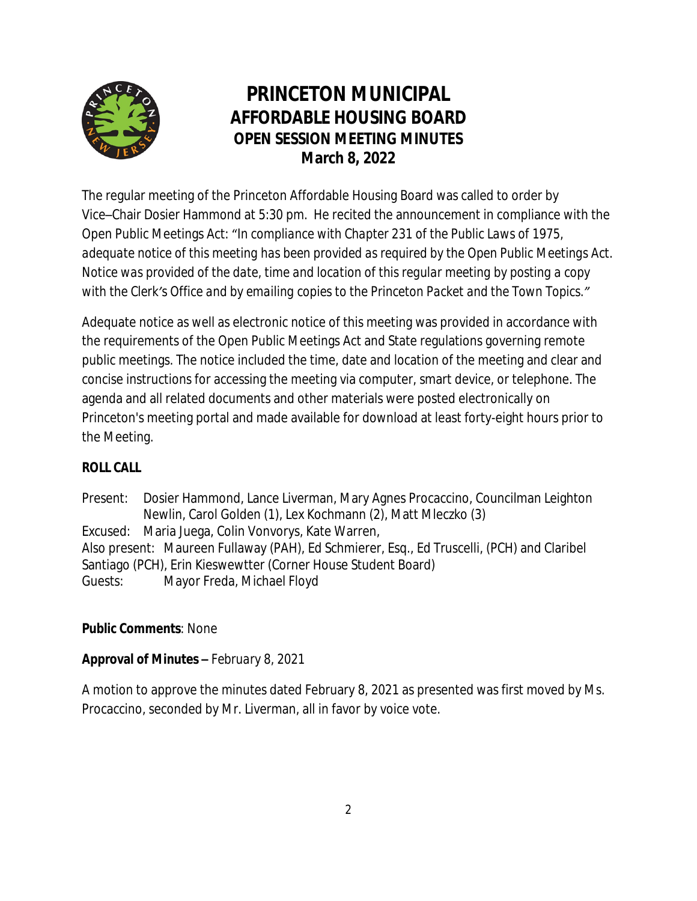# PRINCETON MUNICIPAL
## AFFORDABLE HOUSING BOARD
### OPEN SESSION MEETING MINUTES
### March 8, 2022

The regular meeting of the Princeton Affordable Housing Board was called to order by Vice–Chair Dosier Hammond at 5:30 pm. He recited the announcement in compliance with the Open Public Meetings Act: *"In compliance with Chapter 231 of the Public Laws of 1975, adequate notice of this meeting has been provided as required by the Open Public Meetings Act. Notice was provided of the date, time and location of this regular meeting by posting a copy with the Clerk's Office and by emailing copies to the Princeton Packet and the Town Topics."*

Adequate notice as well as electronic notice of this meeting was provided in accordance with the requirements of the Open Public Meetings Act and State regulations governing remote public meetings. The notice included the time, date and location of the meeting and clear and concise instructions for accessing the meeting via computer, smart device, or telephone. The agenda and all related documents and other materials were posted electronically on Princeton's meeting portal and made available for download at least forty-eight hours prior to the Meeting.

**ROLL CALL**

Present: Dosier Hammond, Lance Liverman, Mary Agnes Procaccino, Councilman Leighton Newlin, Carol Golden (1), Lex Kochmann (2), Matt Mleczko (3)
Excused: Maria Juega, Colin Vonvorys, Kate Warren,
Also present: Maureen Fullaway (PAH), Ed Schmierer, Esq., Ed Truscelli, (PCH) and Claribel Santiago (PCH), Erin Kieswewtter (Corner House Student Board)
Guests: Mayor Freda, Michael Floyd

**Public Comments**: None

**Approval of Minutes –** February 8, 2021

A motion to approve the minutes dated February 8, 2021 as presented was first moved by Ms. Procaccino, seconded by Mr. Liverman, all in favor by voice vote.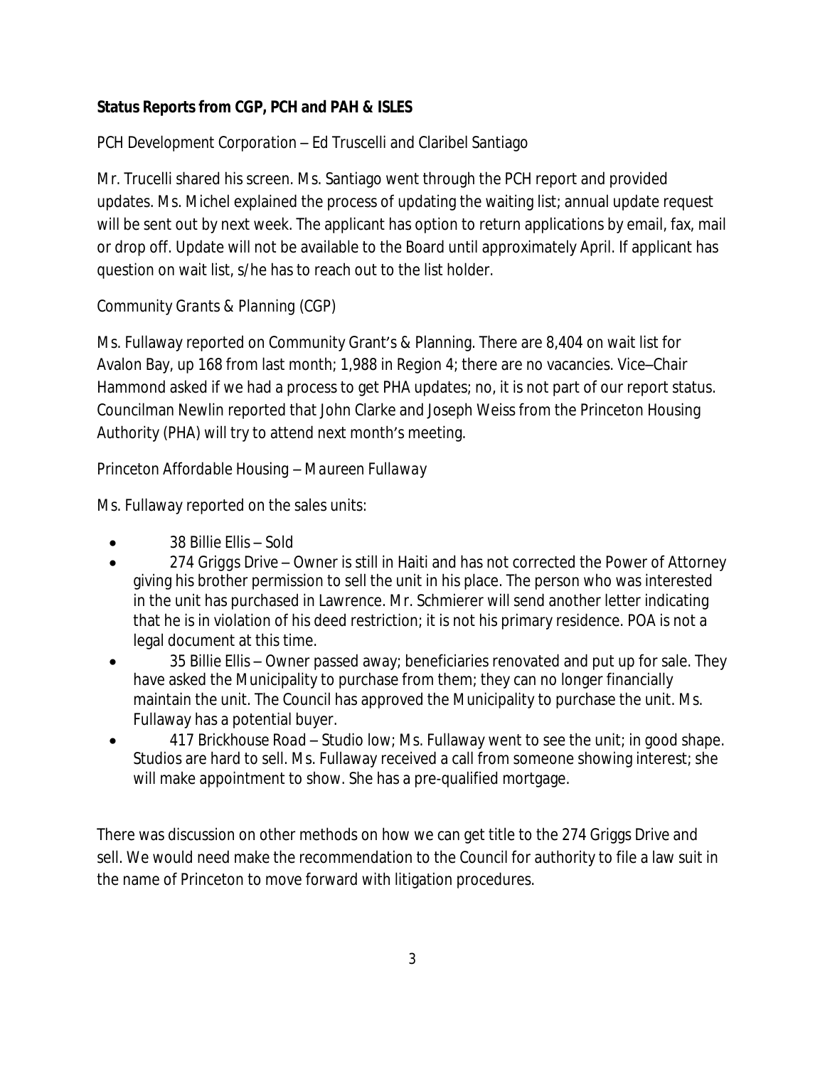**Status Reports from CGP, PCH and PAH & ISLES**

*PCH Development Corporation – Ed Truscelli and Claribel Santiago*

Mr. Trucelli shared his screen. Ms. Santiago went through the PCH report and provided updates. Ms. Michel explained the process of updating the waiting list; annual update request will be sent out by next week. The applicant has option to return applications by email, fax, mail or drop off. Update will not be available to the Board until approximately April. If applicant has question on wait list, s/he has to reach out to the list holder.

*Community Grants & Planning (CGP)*

Ms. Fullaway reported on Community Grant's & Planning. There are 8,404 on wait list for Avalon Bay, up 168 from last month; 1,988 in Region 4; there are no vacancies. Vice–Chair Hammond asked if we had a process to get PHA updates; no, it is not part of our report status. Councilman Newlin reported that John Clarke and Joseph Weiss from the Princeton Housing Authority (PHA) will try to attend next month's meeting.

*Princeton Affordable Housing – Maureen Fullaway*

Ms. Fullaway reported on the sales units:

- 38 Billie Ellis – Sold
- 274 Griggs Drive – Owner is still in Haiti and has not corrected the Power of Attorney giving his brother permission to sell the unit in his place. The person who was interested in the unit has purchased in Lawrence. Mr. Schmierer will send another letter indicating that he is in violation of his deed restriction; it is not his primary residence. POA is not a legal document at this time.
- 35 Billie Ellis – Owner passed away; beneficiaries renovated and put up for sale. They have asked the Municipality to purchase from them; they can no longer financially maintain the unit. The Council has approved the Municipality to purchase the unit. Ms. Fullaway has a potential buyer.
- 417 Brickhouse Road – Studio low; Ms. Fullaway went to see the unit; in good shape. Studios are hard to sell. Ms. Fullaway received a call from someone showing interest; she will make appointment to show. She has a pre-qualified mortgage.

There was discussion on other methods on how we can get title to the 274 Griggs Drive and sell. We would need make the recommendation to the Council for authority to file a law suit in the name of Princeton to move forward with litigation procedures.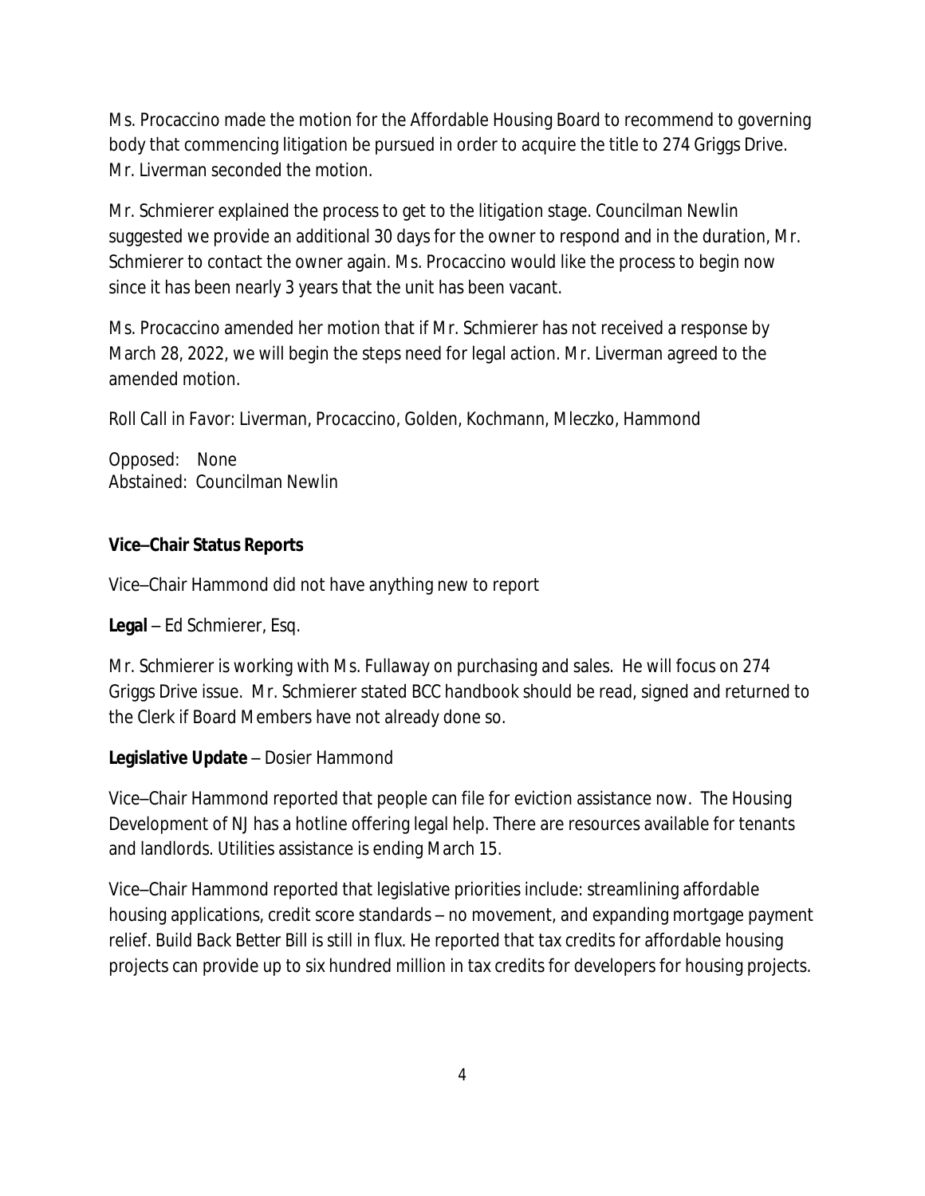Ms. Procaccino made the motion for the Affordable Housing Board to recommend to governing body that commencing litigation be pursued in order to acquire the title to 274 Griggs Drive. Mr. Liverman seconded the motion.

Mr. Schmierer explained the process to get to the litigation stage. Councilman Newlin suggested we provide an additional 30 days for the owner to respond and in the duration, Mr. Schmierer to contact the owner again. Ms. Procaccino would like the process to begin now since it has been nearly 3 years that the unit has been vacant.

Ms. Procaccino amended her motion that if Mr. Schmierer has not received a response by March 28, 2022, we will begin the steps need for legal action. Mr. Liverman agreed to the amended motion.

Roll Call in Favor: Liverman, Procaccino, Golden, Kochmann, Mleczko, Hammond

Opposed: None
Abstained: Councilman Newlin

**Vice–Chair Status Reports**

Vice–Chair Hammond did not have anything new to report

**Legal** – Ed Schmierer, Esq.

Mr. Schmierer is working with Ms. Fullaway on purchasing and sales. He will focus on 274 Griggs Drive issue. Mr. Schmierer stated BCC handbook should be read, signed and returned to the Clerk if Board Members have not already done so.

**Legislative Update** – Dosier Hammond

Vice–Chair Hammond reported that people can file for eviction assistance now. The Housing Development of NJ has a hotline offering legal help. There are resources available for tenants and landlords. Utilities assistance is ending March 15.

Vice–Chair Hammond reported that legislative priorities include: streamlining affordable housing applications, credit score standards – no movement, and expanding mortgage payment relief. Build Back Better Bill is still in flux. He reported that tax credits for affordable housing projects can provide up to six hundred million in tax credits for developers for housing projects.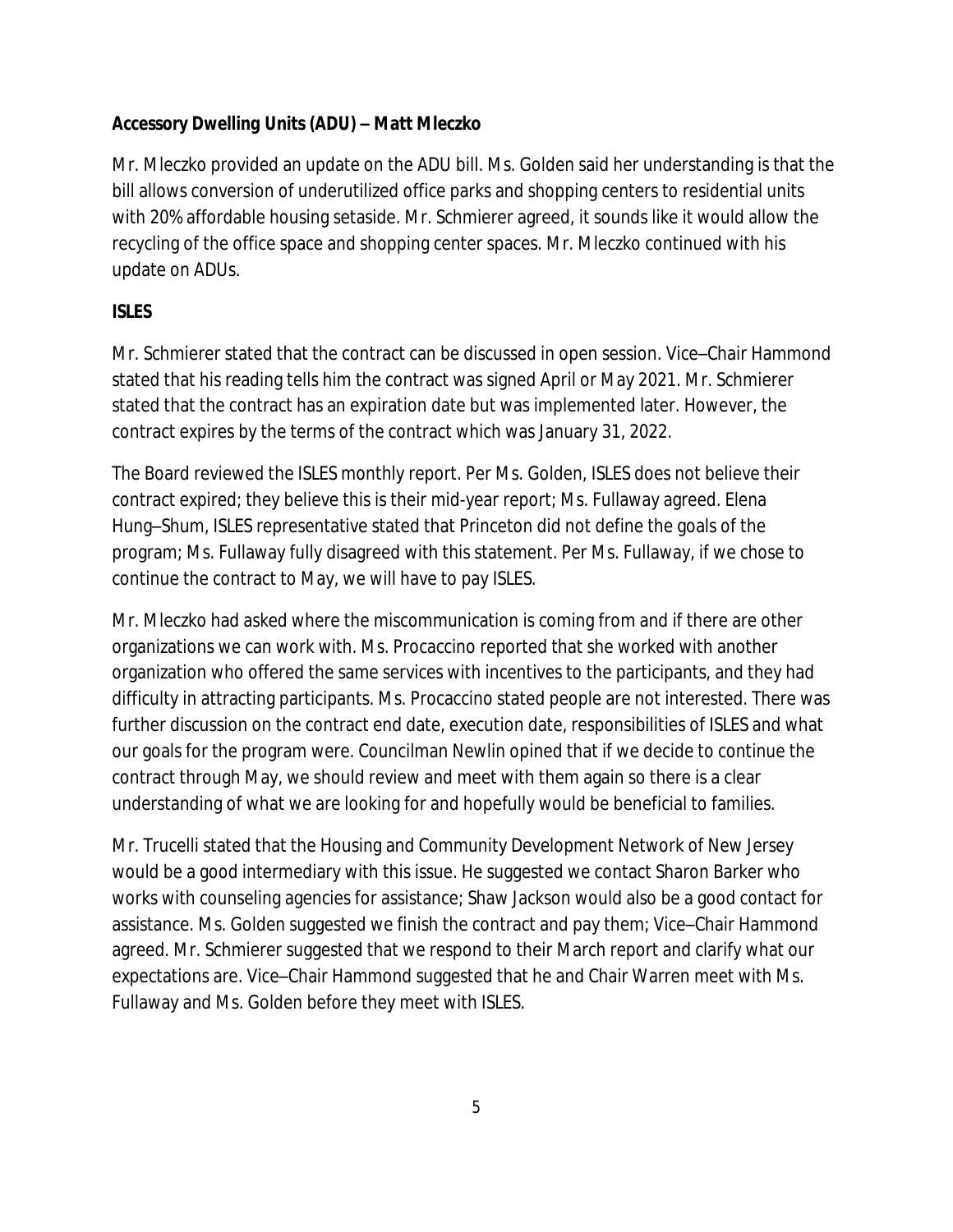**Accessory Dwelling Units (ADU) – Matt Mleczko**

Mr. Mleczko provided an update on the ADU bill. Ms. Golden said her understanding is that the bill allows conversion of underutilized office parks and shopping centers to residential units with 20% affordable housing setaside. Mr. Schmierer agreed, it sounds like it would allow the recycling of the office space and shopping center spaces. Mr. Mleczko continued with his update on ADUs.

**ISLES**

Mr. Schmierer stated that the contract can be discussed in open session. Vice–Chair Hammond stated that his reading tells him the contract was signed April or May 2021. Mr. Schmierer stated that the contract has an expiration date but was implemented later. However, the contract expires by the terms of the contract which was January 31, 2022.

The Board reviewed the ISLES monthly report. Per Ms. Golden, ISLES does not believe their contract expired; they believe this is their mid-year report; Ms. Fullaway agreed. Elena Hung–Shum, ISLES representative stated that Princeton did not define the goals of the program; Ms. Fullaway fully disagreed with this statement. Per Ms. Fullaway, if we chose to continue the contract to May, we will have to pay ISLES.

Mr. Mleczko had asked where the miscommunication is coming from and if there are other organizations we can work with. Ms. Procaccino reported that she worked with another organization who offered the same services with incentives to the participants, and they had difficulty in attracting participants. Ms. Procaccino stated people are not interested. There was further discussion on the contract end date, execution date, responsibilities of ISLES and what our goals for the program were. Councilman Newlin opined that if we decide to continue the contract through May, we should review and meet with them again so there is a clear understanding of what we are looking for and hopefully would be beneficial to families.

Mr. Trucelli stated that the Housing and Community Development Network of New Jersey would be a good intermediary with this issue. He suggested we contact Sharon Barker who works with counseling agencies for assistance; Shaw Jackson would also be a good contact for assistance. Ms. Golden suggested we finish the contract and pay them; Vice–Chair Hammond agreed. Mr. Schmierer suggested that we respond to their March report and clarify what our expectations are. Vice–Chair Hammond suggested that he and Chair Warren meet with Ms. Fullaway and Ms. Golden before they meet with ISLES.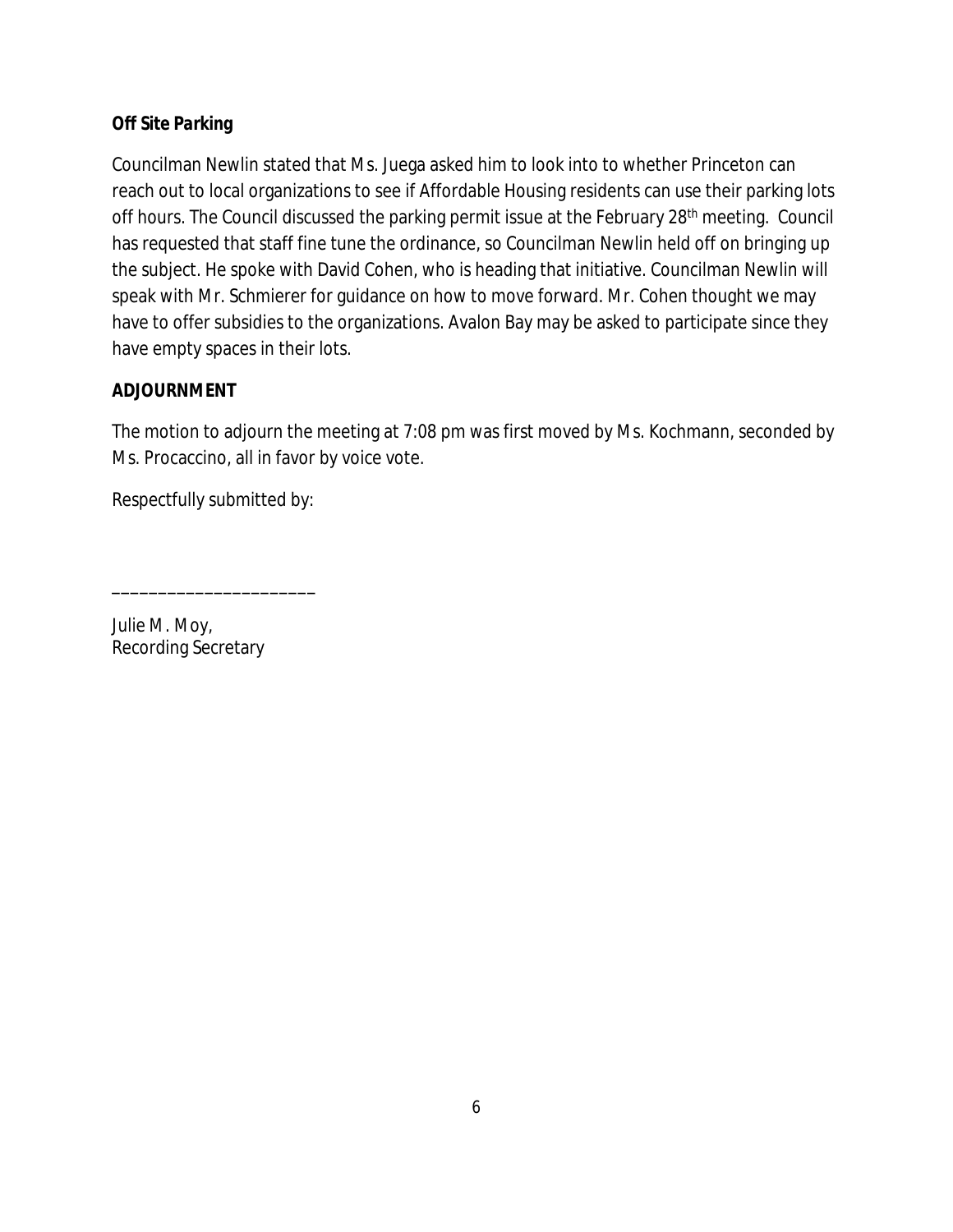***Off Site Parking***

Councilman Newlin stated that Ms. Juega asked him to look into to whether Princeton can reach out to local organizations to see if Affordable Housing residents can use their parking lots off hours. The Council discussed the parking permit issue at the February 28th meeting. Council has requested that staff fine tune the ordinance, so Councilman Newlin held off on bringing up the subject. He spoke with David Cohen, who is heading that initiative. Councilman Newlin will speak with Mr. Schmierer for guidance on how to move forward. Mr. Cohen thought we may have to offer subsidies to the organizations. Avalon Bay may be asked to participate since they have empty spaces in their lots.

**ADJOURNMENT**

The motion to adjourn the meeting at 7:08 pm was first moved by Ms. Kochmann, seconded by Ms. Procaccino, all in favor by voice vote.

Respectfully submitted by:

______________________

Julie M. Moy,
Recording Secretary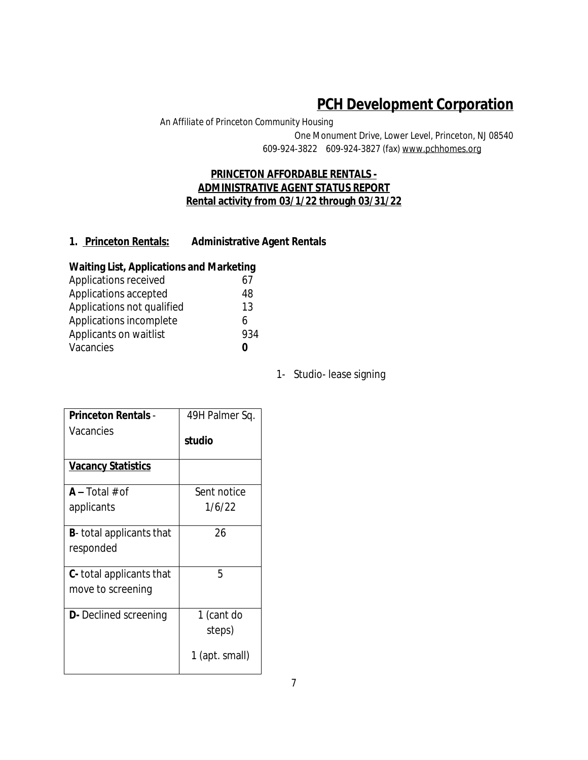# PCH Development Corporation

*An Affiliate of Princeton Community Housing*

One Monument Drive, Lower Level, Princeton, NJ 08540

609-924-3822 609-924-3827 (fax) www.pchhomes.org

**PRINCETON AFFORDABLE RENTALS -**
**ADMINISTRATIVE AGENT STATUS REPORT**
**Rental activity from 03/1/22 through 03/31/22**

**1. Princeton Rentals: Administrative Agent Rentals**

**Waiting List, Applications and Marketing**

| | |
|---|---|
| Applications received | 67 |
| Applications accepted | 48 |
| Applications not qualified | 13 |
| Applications incomplete | 6 |
| Applicants on waitlist | 934 |
| Vacancies | **0** |

1- Studio- lease signing

| **Princeton Rentals** - Vacancies | 49H Palmer Sq. **studio** |
|---|---|
| **Vacancy Statistics** | |
| **A –** Total # of applicants | Sent notice 1/6/22 |
| **B**- total applicants that responded | 26 |
| **C-** total applicants that move to screening | 5 |
| **D-** Declined screening | 1 (cant do steps) 1 (apt. small) |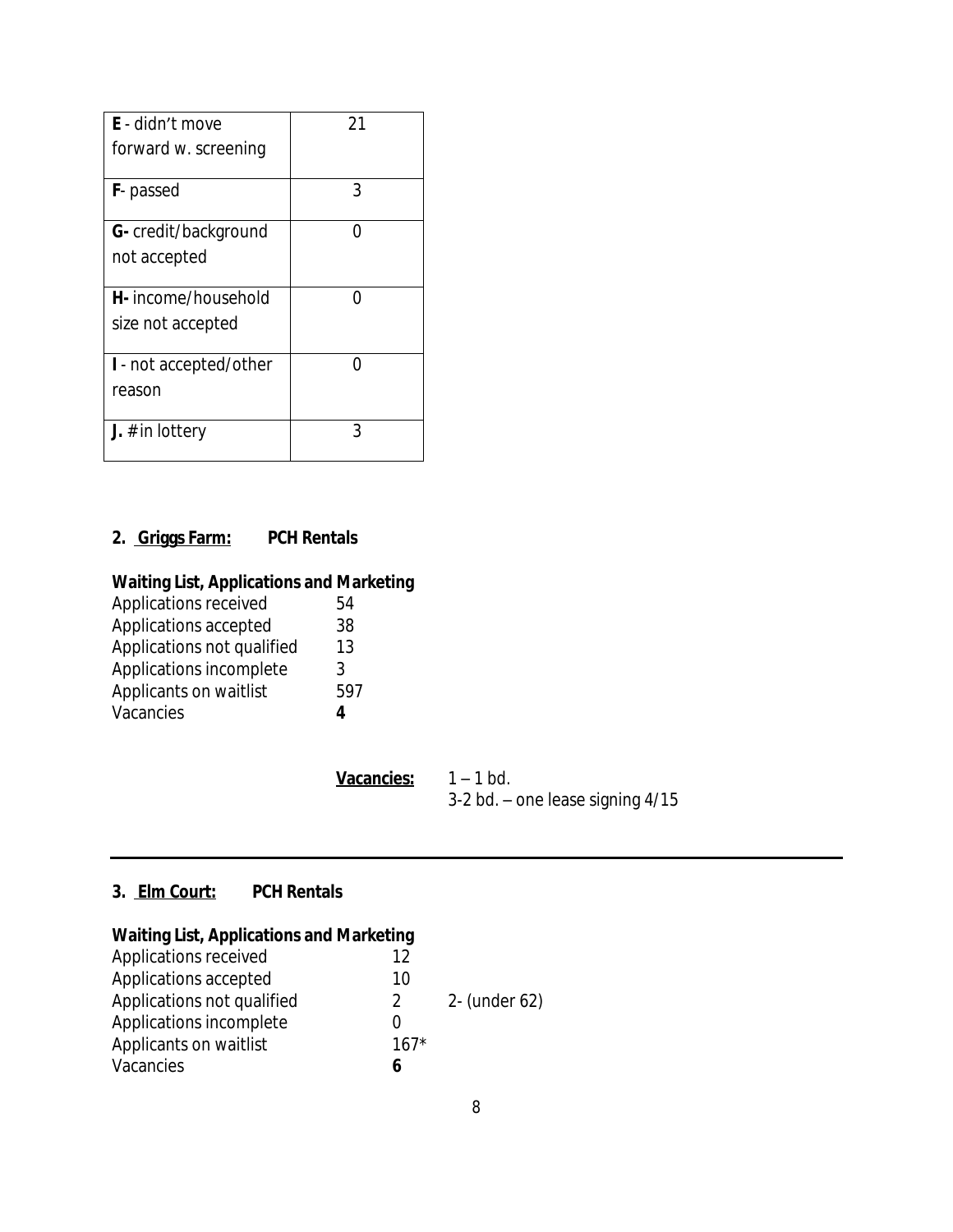| | |
|---|---|
| **E** - didn't move forward w. screening | 21 |
| **F**- passed | 3 |
| **G-** credit/background not accepted | 0 |
| **H-** income/household size not accepted | 0 |
| **I** - not accepted/other reason | 0 |
| **J.** # in lottery | 3 |

**2. Griggs Farm: PCH Rentals**

**Waiting List, Applications and Marketing**

| | |
|---|---|
| Applications received | 54 |
| Applications accepted | 38 |
| Applications not qualified | 13 |
| Applications incomplete | 3 |
| Applicants on waitlist | 597 |
| Vacancies | **4** |

**Vacancies:** 1 – 1 bd.
3-2 bd. – one lease signing 4/15

---

**3. Elm Court: PCH Rentals**

**Waiting List, Applications and Marketing**

| | | |
|---|---|---|
| Applications received | 12 | |
| Applications accepted | 10 | |
| Applications not qualified | 2 | 2- (under 62) |
| Applications incomplete | 0 | |
| Applicants on waitlist | 167* | |
| Vacancies | **6** | |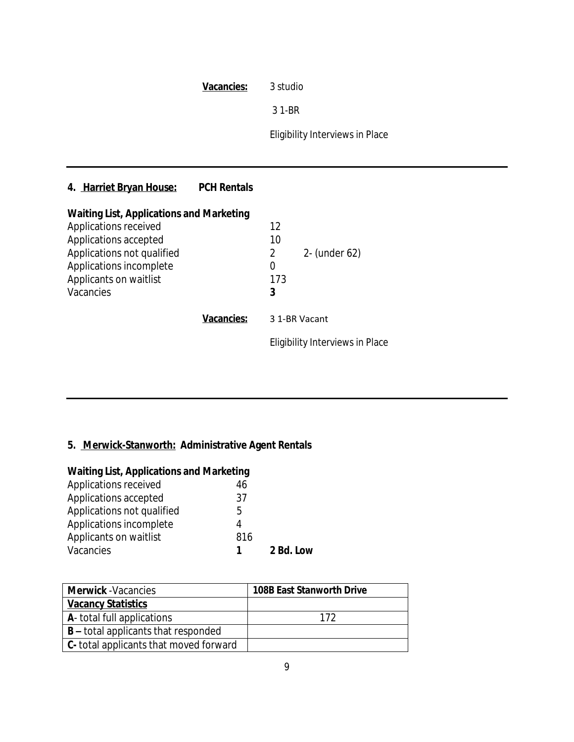**Vacancies:** 3 studio

3 1-BR

Eligibility Interviews in Place

---

**4. Harriet Bryan House: PCH Rentals**

**Waiting List, Applications and Marketing**

| | | |
|---|---|---|
| Applications received | 12 | |
| Applications accepted | 10 | |
| Applications not qualified | 2 | 2- (under 62) |
| Applications incomplete | 0 | |
| Applicants on waitlist | 173 | |
| Vacancies | **3** | |

**Vacancies:** 3 1-BR Vacant

Eligibility Interviews in Place

---

**5. Merwick-Stanworth: Administrative Agent Rentals**

**Waiting List, Applications and Marketing**

| | | |
|---|---|---|
| Applications received | 46 | |
| Applications accepted | 37 | |
| Applications not qualified | 5 | |
| Applications incomplete | 4 | |
| Applicants on waitlist | 816 | |
| Vacancies | **1** | **2 Bd. Low** |

| **Merwick** -Vacancies | **108B East Stanworth Drive** |
|---|---|
| **Vacancy Statistics** | |
| **A**- total full applications | 172 |
| **B –** total applicants that responded | |
| **C-** total applicants that moved forward | |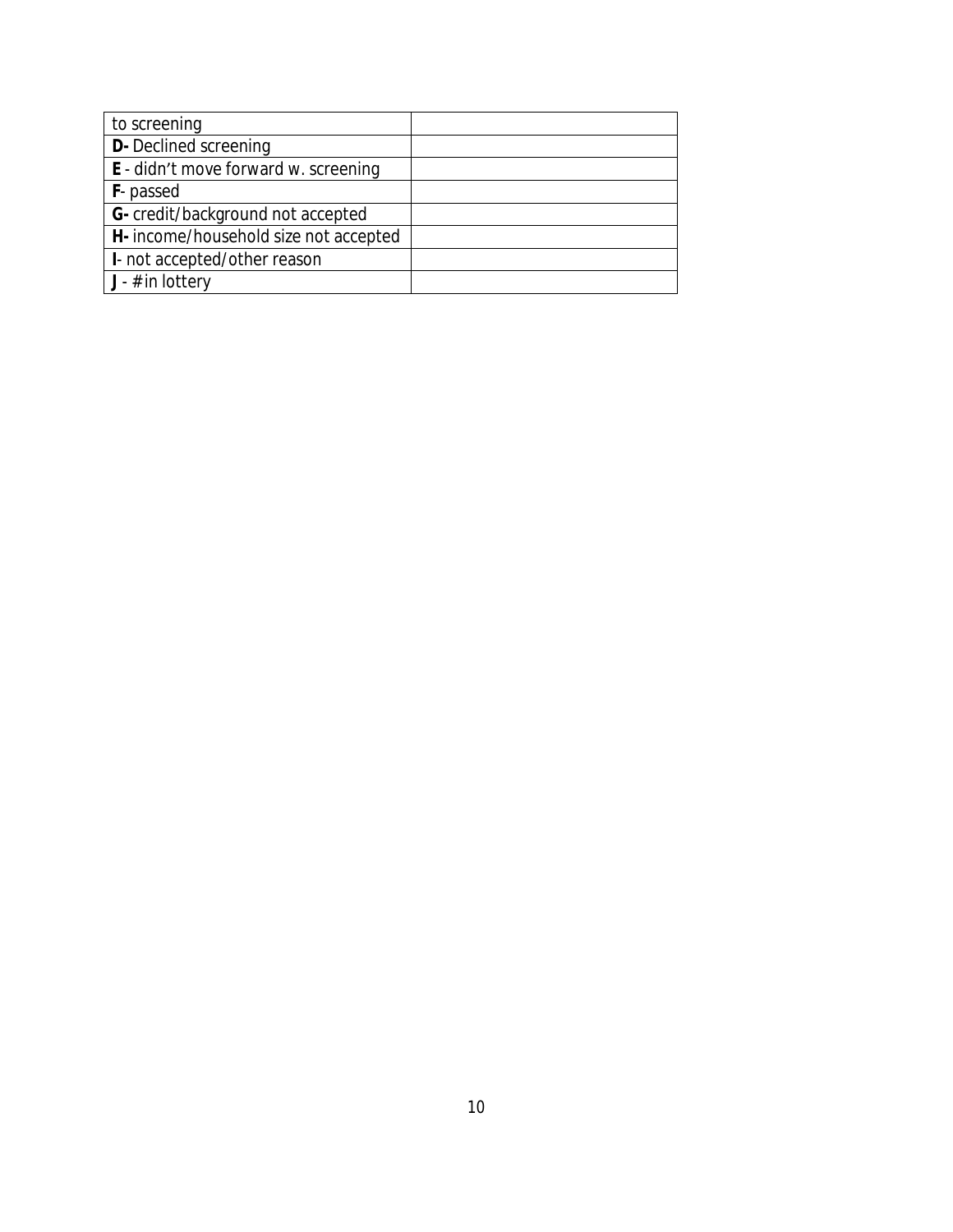| to screening | |
|---|---|
| **D-** Declined screening | |
| **E** - didn't move forward w. screening | |
| **F**- passed | |
| **G-** credit/background not accepted | |
| **H-** income/household size not accepted | |
| **I**- not accepted/other reason | |
| **J** - # in lottery | |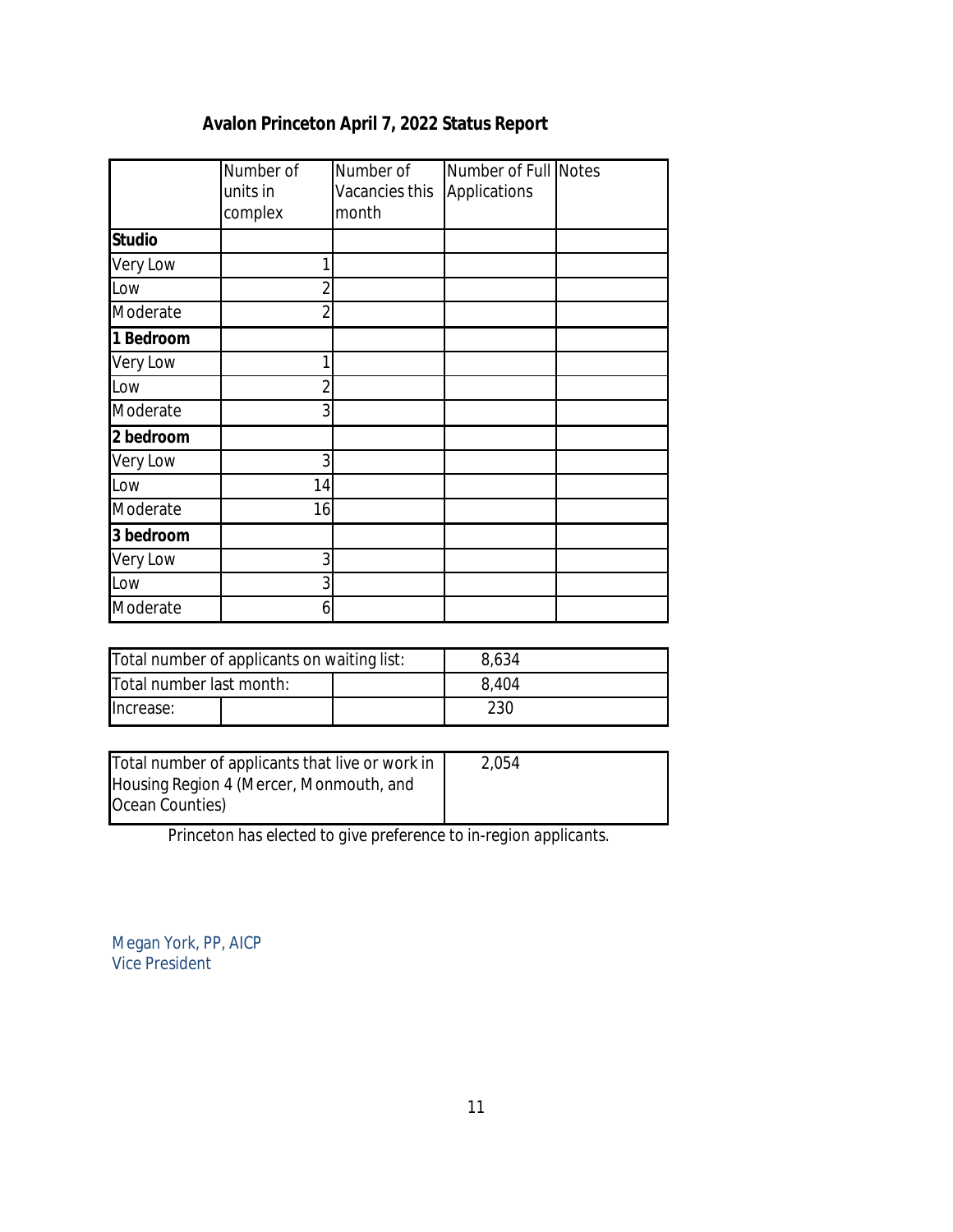## Avalon Princeton April 7, 2022 Status Report

| | Number of units in complex | Number of Vacancies this month | Number of Full Applications | Notes |
|---|---|---|---|---|
| **Studio** | | | | |
| Very Low | 1 | | | |
| Low | 2 | | | |
| Moderate | 2 | | | |
| **1 Bedroom** | | | | |
| Very Low | 1 | | | |
| Low | 2 | | | |
| Moderate | 3 | | | |
| **2 bedroom** | | | | |
| Very Low | 3 | | | |
| Low | 14 | | | |
| Moderate | 16 | | | |
| **3 bedroom** | | | | |
| Very Low | 3 | | | |
| Low | 3 | | | |
| Moderate | 6 | | | |

| | |
|---|---|
| Total number of applicants on waiting list: | 8,634 |
| Total number last month: | 8,404 |
| Increase: | 230 |

| | |
|---|---|
| Total number of applicants that live or work in Housing Region 4 (Mercer, Monmouth, and Ocean Counties) | 2,054 |

Princeton has elected to give preference to in-region applicants.

Megan York, PP, AICP
Vice President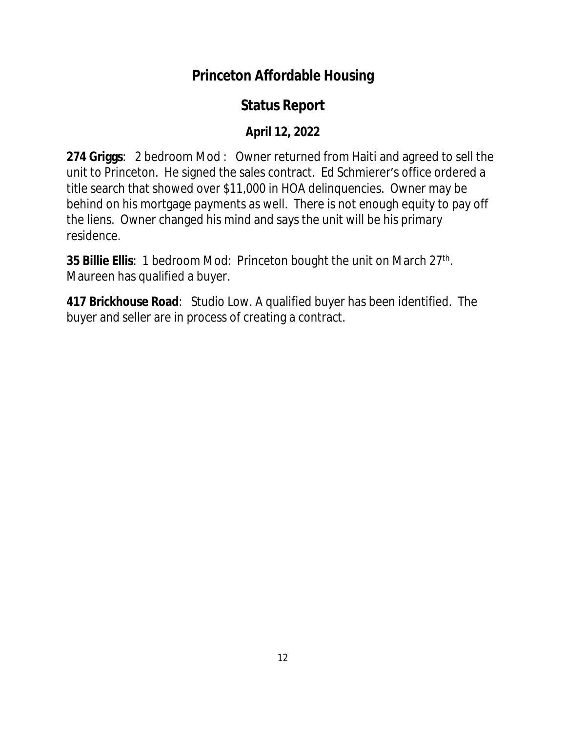# Princeton Affordable Housing

## Status Report

### April 12, 2022

**274 Griggs**: 2 bedroom Mod : Owner returned from Haiti and agreed to sell the unit to Princeton. He signed the sales contract. Ed Schmierer's office ordered a title search that showed over $11,000 in HOA delinquencies. Owner may be behind on his mortgage payments as well. There is not enough equity to pay off the liens. Owner changed his mind and says the unit will be his primary residence.

**35 Billie Ellis**: 1 bedroom Mod: Princeton bought the unit on March 27th. Maureen has qualified a buyer.

**417 Brickhouse Road**: Studio Low. A qualified buyer has been identified. The buyer and seller are in process of creating a contract.